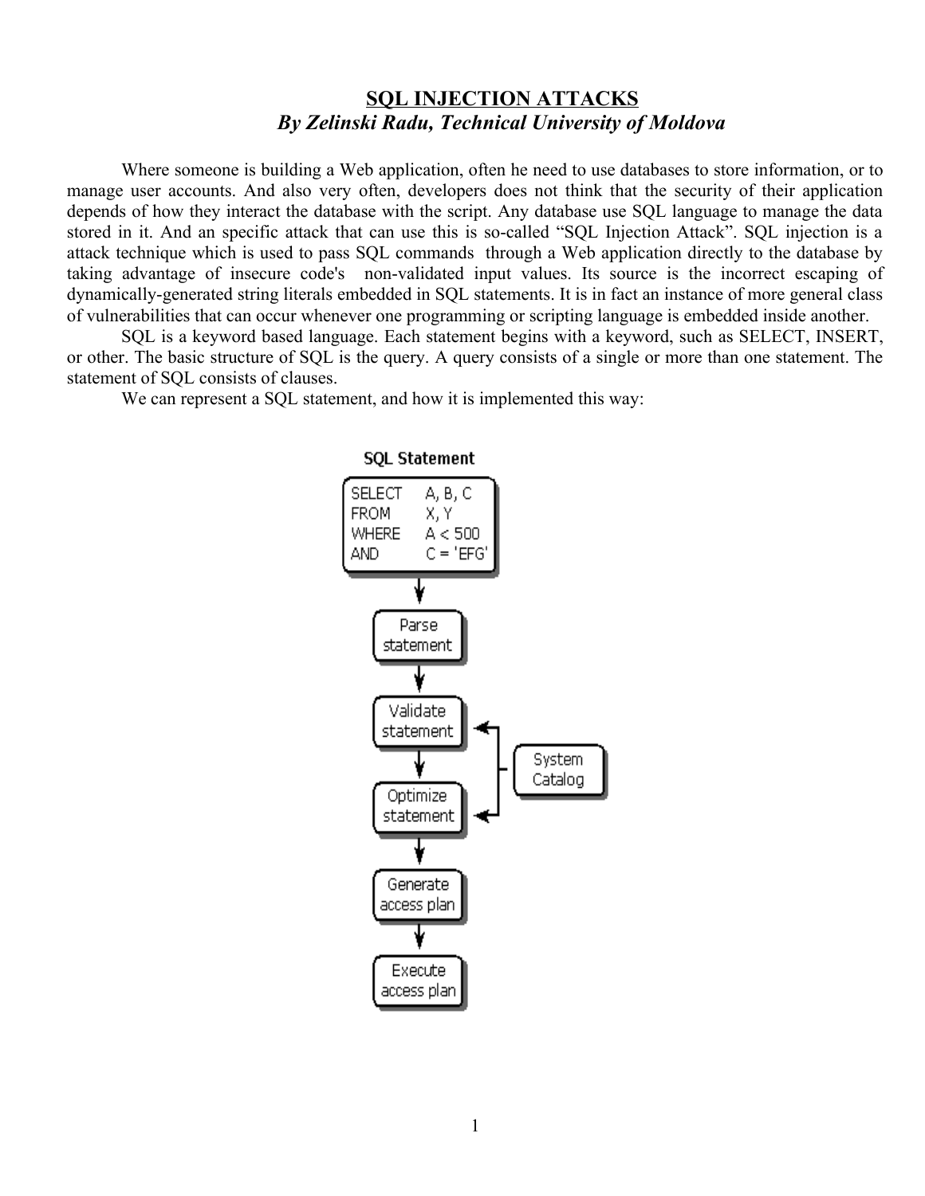# SQL INJECTION ATTACKS

***By Zelinski Radu, Technical University of Moldova***

Where someone is building a Web application, often he need to use databases to store information, or to manage user accounts. And also very often, developers does not think that the security of their application depends of how they interact the database with the script. Any database use SQL language to manage the data stored in it. And an specific attack that can use this is so-called "SQL Injection Attack". SQL injection is a attack technique which is used to pass SQL commands through a Web application directly to the database by taking advantage of insecure code's non-validated input values. Its source is the incorrect escaping of dynamically-generated string literals embedded in SQL statements. It is in fact an instance of more general class of vulnerabilities that can occur whenever one programming or scripting language is embedded inside another.

SQL is a keyword based language. Each statement begins with a keyword, such as SELECT, INSERT, or other. The basic structure of SQL is the query. A query consists of a single or more than one statement. The statement of SQL consists of clauses.

We can represent a SQL statement, and how it is implemented this way: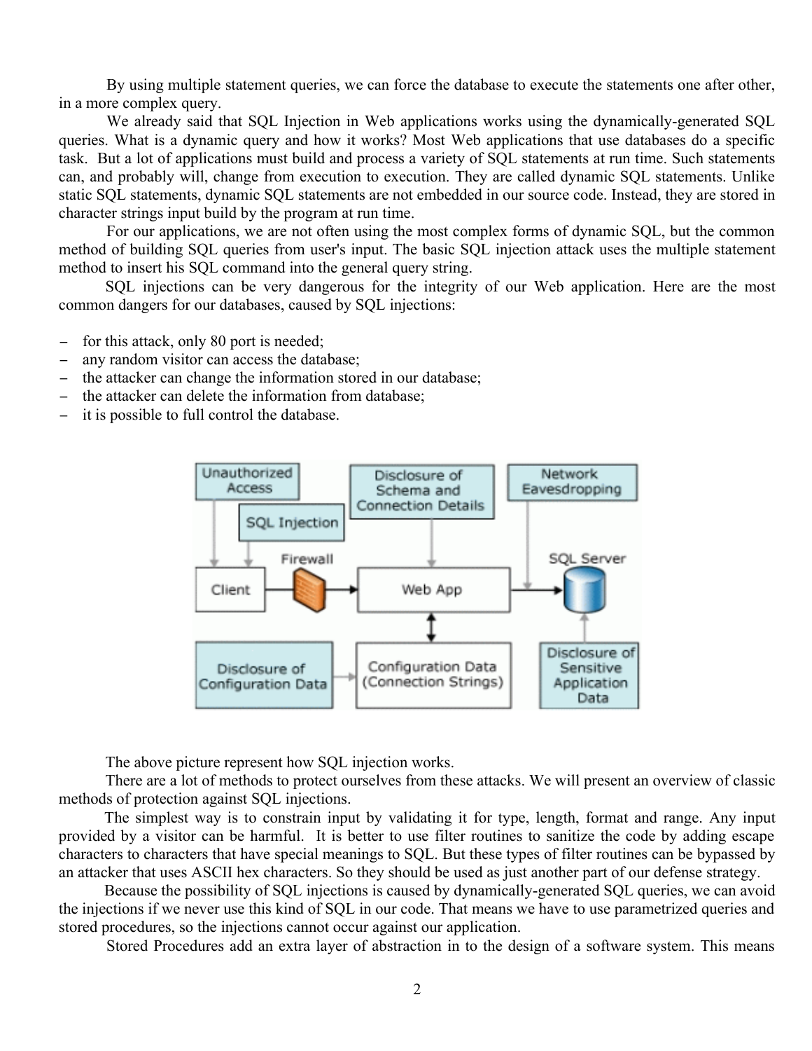By using multiple statement queries, we can force the database to execute the statements one after other, in a more complex query.

We already said that SQL Injection in Web applications works using the dynamically-generated SQL queries. What is a dynamic query and how it works? Most Web applications that use databases do a specific task. But a lot of applications must build and process a variety of SQL statements at run time. Such statements can, and probably will, change from execution to execution. They are called dynamic SQL statements. Unlike static SQL statements, dynamic SQL statements are not embedded in our source code. Instead, they are stored in character strings input build by the program at run time.

For our applications, we are not often using the most complex forms of dynamic SQL, but the common method of building SQL queries from user's input. The basic SQL injection attack uses the multiple statement method to insert his SQL command into the general query string.

SQL injections can be very dangerous for the integrity of our Web application. Here are the most common dangers for our databases, caused by SQL injections:

- for this attack, only 80 port is needed;
- any random visitor can access the database;
- the attacker can change the information stored in our database;
- the attacker can delete the information from database;
- it is possible to full control the database.

The above picture represent how SQL injection works.

There are a lot of methods to protect ourselves from these attacks. We will present an overview of classic methods of protection against SQL injections.

The simplest way is to constrain input by validating it for type, length, format and range. Any input provided by a visitor can be harmful. It is better to use filter routines to sanitize the code by adding escape characters to characters that have special meanings to SQL. But these types of filter routines can be bypassed by an attacker that uses ASCII hex characters. So they should be used as just another part of our defense strategy.

Because the possibility of SQL injections is caused by dynamically-generated SQL queries, we can avoid the injections if we never use this kind of SQL in our code. That means we have to use parametrized queries and stored procedures, so the injections cannot occur against our application.

Stored Procedures add an extra layer of abstraction in to the design of a software system. This means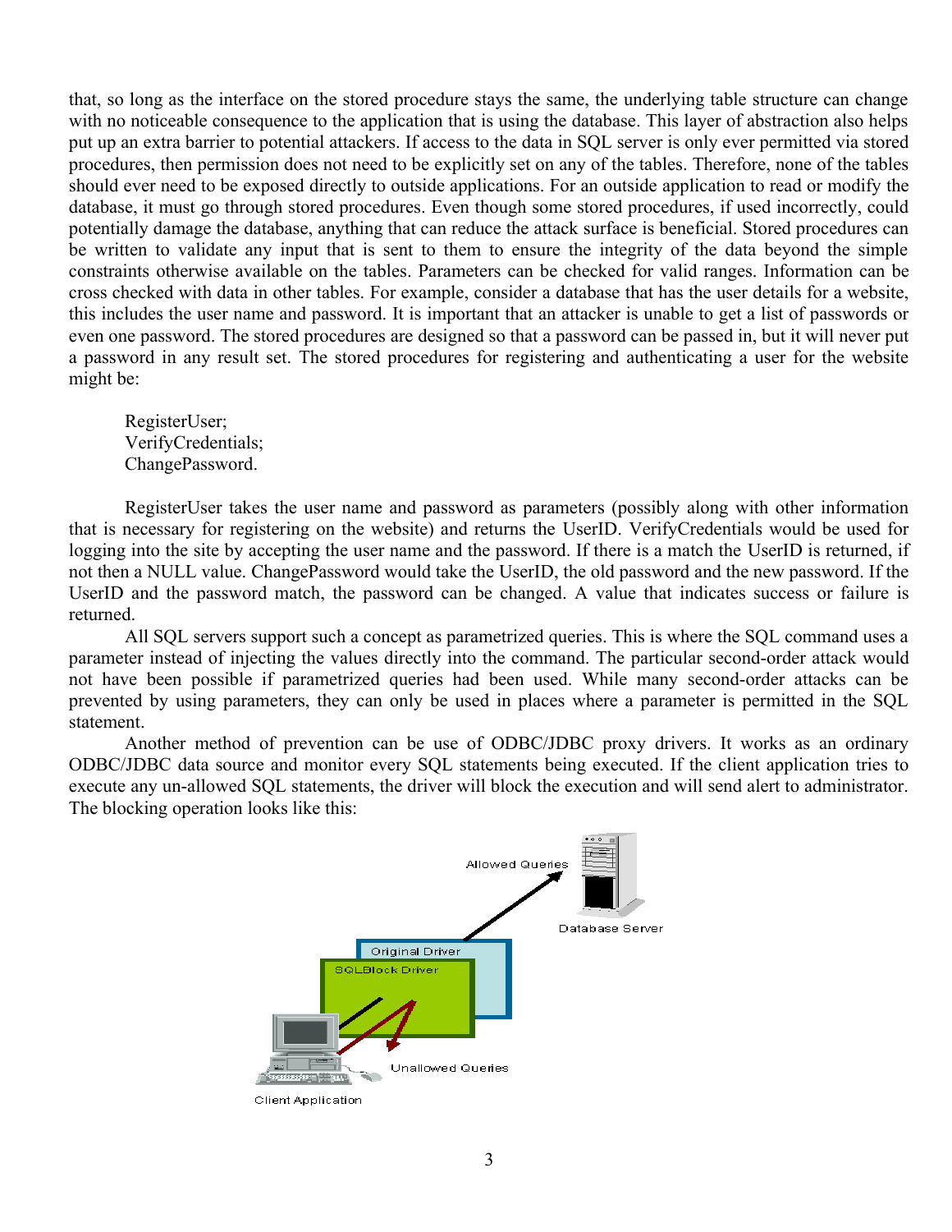that, so long as the interface on the stored procedure stays the same, the underlying table structure can change with no noticeable consequence to the application that is using the database. This layer of abstraction also helps put up an extra barrier to potential attackers. If access to the data in SQL server is only ever permitted via stored procedures, then permission does not need to be explicitly set on any of the tables. Therefore, none of the tables should ever need to be exposed directly to outside applications. For an outside application to read or modify the database, it must go through stored procedures. Even though some stored procedures, if used incorrectly, could potentially damage the database, anything that can reduce the attack surface is beneficial. Stored procedures can be written to validate any input that is sent to them to ensure the integrity of the data beyond the simple constraints otherwise available on the tables. Parameters can be checked for valid ranges. Information can be cross checked with data in other tables. For example, consider a database that has the user details for a website, this includes the user name and password. It is important that an attacker is unable to get a list of passwords or even one password. The stored procedures are designed so that a password can be passed in, but it will never put a password in any result set. The stored procedures for registering and authenticating a user for the website might be:

RegisterUser;
VerifyCredentials;
ChangePassword.

RegisterUser takes the user name and password as parameters (possibly along with other information that is necessary for registering on the website) and returns the UserID. VerifyCredentials would be used for logging into the site by accepting the user name and the password. If there is a match the UserID is returned, if not then a NULL value. ChangePassword would take the UserID, the old password and the new password. If the UserID and the password match, the password can be changed. A value that indicates success or failure is returned.

All SQL servers support such a concept as parametrized queries. This is where the SQL command uses a parameter instead of injecting the values directly into the command. The particular second-order attack would not have been possible if parametrized queries had been used. While many second-order attacks can be prevented by using parameters, they can only be used in places where a parameter is permitted in the SQL statement.

Another method of prevention can be use of ODBC/JDBC proxy drivers. It works as an ordinary ODBC/JDBC data source and monitor every SQL statements being executed. If the client application tries to execute any un-allowed SQL statements, the driver will block the execution and will send alert to administrator. The blocking operation looks like this: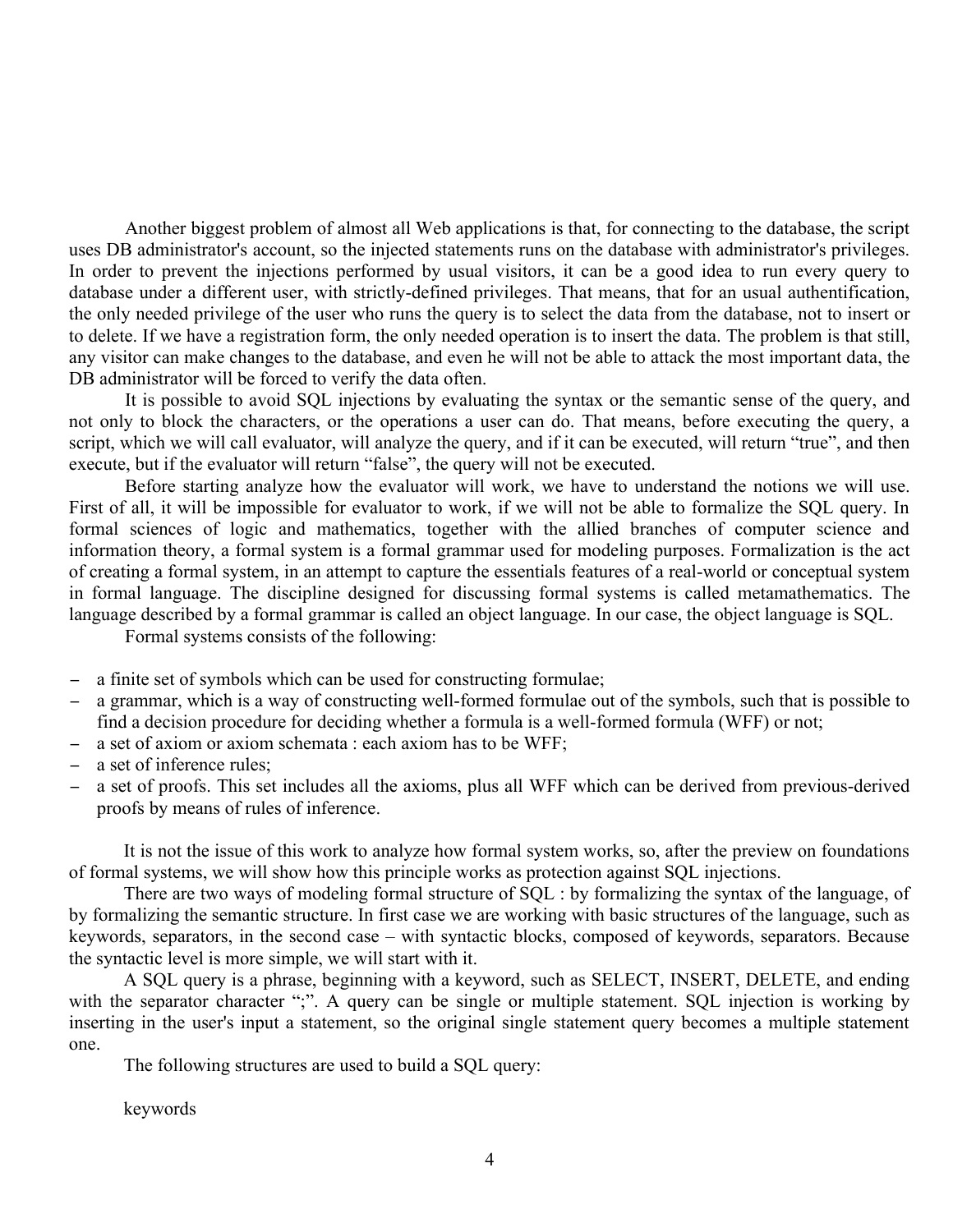Another biggest problem of almost all Web applications is that, for connecting to the database, the script uses DB administrator's account, so the injected statements runs on the database with administrator's privileges. In order to prevent the injections performed by usual visitors, it can be a good idea to run every query to database under a different user, with strictly-defined privileges. That means, that for an usual authentification, the only needed privilege of the user who runs the query is to select the data from the database, not to insert or to delete. If we have a registration form, the only needed operation is to insert the data. The problem is that still, any visitor can make changes to the database, and even he will not be able to attack the most important data, the DB administrator will be forced to verify the data often.

It is possible to avoid SQL injections by evaluating the syntax or the semantic sense of the query, and not only to block the characters, or the operations a user can do. That means, before executing the query, a script, which we will call evaluator, will analyze the query, and if it can be executed, will return "true", and then execute, but if the evaluator will return "false", the query will not be executed.

Before starting analyze how the evaluator will work, we have to understand the notions we will use. First of all, it will be impossible for evaluator to work, if we will not be able to formalize the SQL query. In formal sciences of logic and mathematics, together with the allied branches of computer science and information theory, a formal system is a formal grammar used for modeling purposes. Formalization is the act of creating a formal system, in an attempt to capture the essentials features of a real-world or conceptual system in formal language. The discipline designed for discussing formal systems is called metamathematics. The language described by a formal grammar is called an object language. In our case, the object language is SQL.

Formal systems consists of the following:

- a finite set of symbols which can be used for constructing formulae;
- a grammar, which is a way of constructing well-formed formulae out of the symbols, such that is possible to find a decision procedure for deciding whether a formula is a well-formed formula (WFF) or not;
- a set of axiom or axiom schemata : each axiom has to be WFF;
- a set of inference rules;
- a set of proofs. This set includes all the axioms, plus all WFF which can be derived from previous-derived proofs by means of rules of inference.

It is not the issue of this work to analyze how formal system works, so, after the preview on foundations of formal systems, we will show how this principle works as protection against SQL injections.

There are two ways of modeling formal structure of SQL : by formalizing the syntax of the language, of by formalizing the semantic structure. In first case we are working with basic structures of the language, such as keywords, separators, in the second case – with syntactic blocks, composed of keywords, separators. Because the syntactic level is more simple, we will start with it.

A SQL query is a phrase, beginning with a keyword, such as SELECT, INSERT, DELETE, and ending with the separator character ";". A query can be single or multiple statement. SQL injection is working by inserting in the user's input a statement, so the original single statement query becomes a multiple statement one.

The following structures are used to build a SQL query:

keywords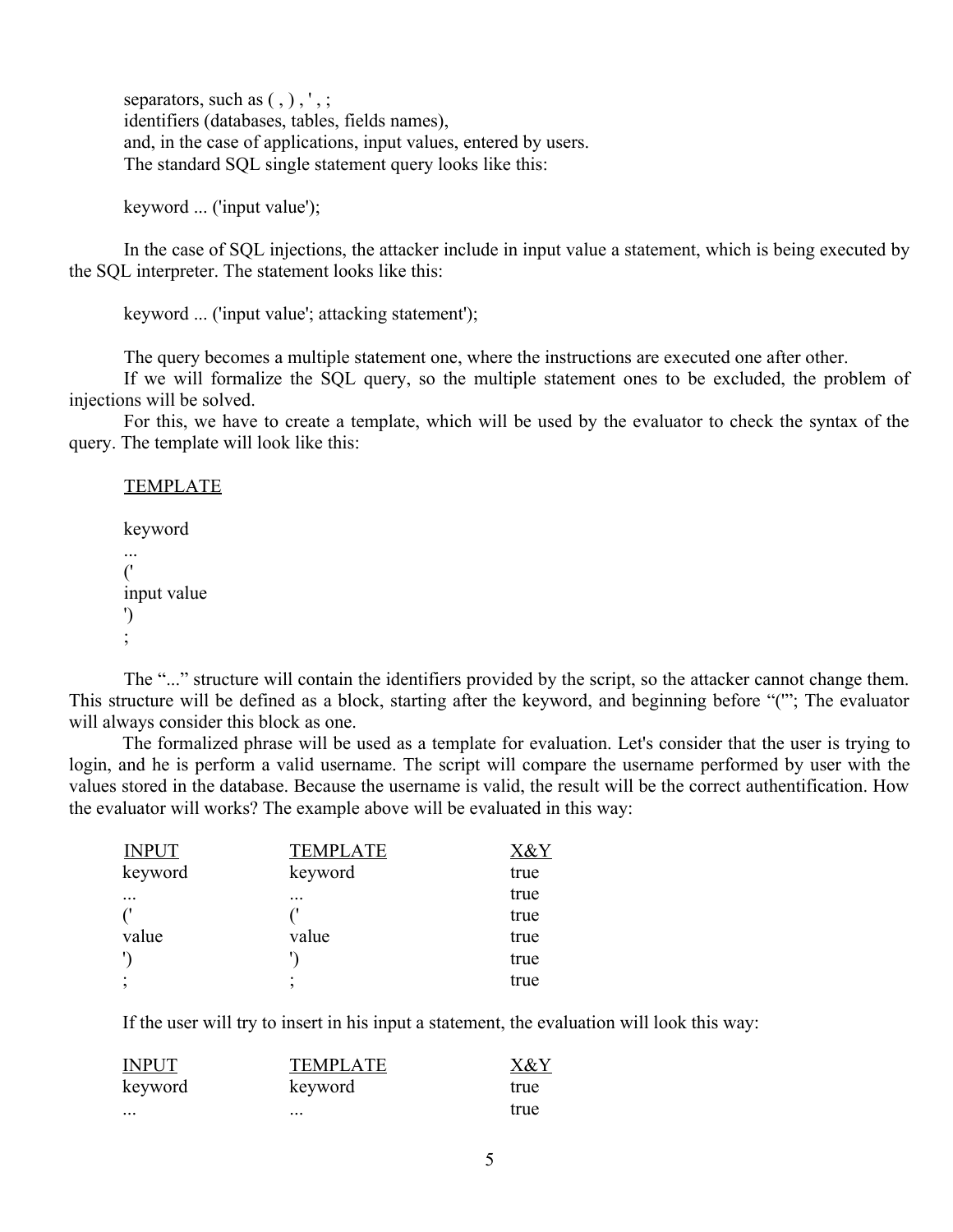separators, such as ( , ) , ' , ;
identifiers (databases, tables, fields names),
and, in the case of applications, input values, entered by users.
The standard SQL single statement query looks like this:

keyword ... ('input value');

In the case of SQL injections, the attacker include in input value a statement, which is being executed by the SQL interpreter. The statement looks like this:

keyword ... ('input value'; attacking statement');

The query becomes a multiple statement one, where the instructions are executed one after other.

If we will formalize the SQL query, so the multiple statement ones to be excluded, the problem of injections will be solved.

For this, we have to create a template, which will be used by the evaluator to check the syntax of the query. The template will look like this:

<u>TEMPLATE</u>

keyword
...
('
input value
')
;

The "..." structure will contain the identifiers provided by the script, so the attacker cannot change them. This structure will be defined as a block, starting after the keyword, and beginning before "('"; The evaluator will always consider this block as one.

The formalized phrase will be used as a template for evaluation. Let's consider that the user is trying to login, and he is perform a valid username. The script will compare the username performed by user with the values stored in the database. Because the username is valid, the result will be the correct authentification. How the evaluator will works? The example above will be evaluated in this way:

| INPUT | TEMPLATE | X&Y |
|---|---|---|
| keyword | keyword | true |
| ... | ... | true |
| (' | (' | true |
| value | value | true |
| ') | ') | true |
| ; | ; | true |

If the user will try to insert in his input a statement, the evaluation will look this way:

| INPUT | TEMPLATE | X&Y |
|---|---|---|
| keyword | keyword | true |
| ... | ... | true |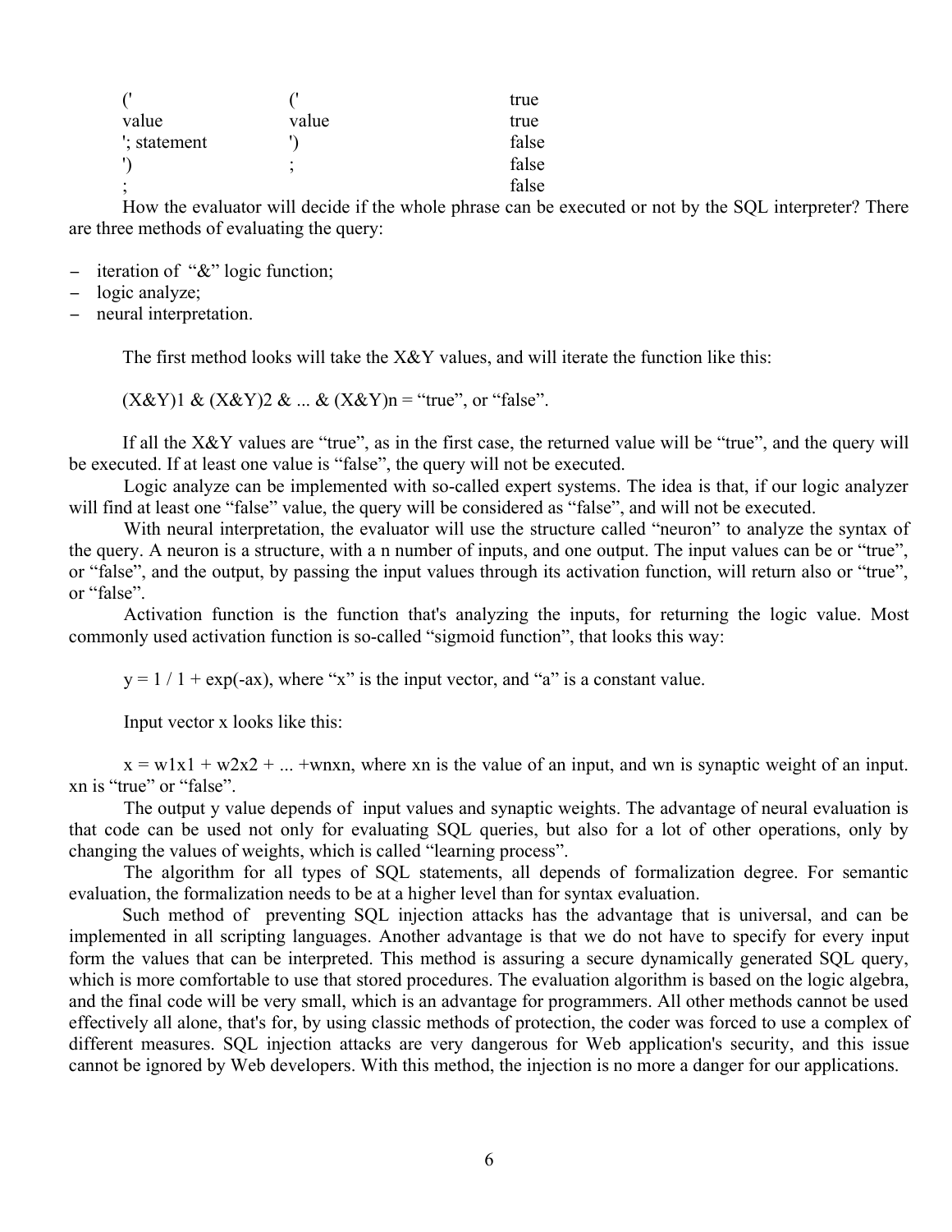| | | |
|---|---|---|
| (' | (' | true |
| value | value | true |
| '; statement | ') | false |
| ') | ; | false |
| ; | | false |

How the evaluator will decide if the whole phrase can be executed or not by the SQL interpreter? There are three methods of evaluating the query:

- iteration of "&" logic function;
- logic analyze;
- neural interpretation.

The first method looks will take the X&Y values, and will iterate the function like this:

(X&Y)1 & (X&Y)2 & ... & (X&Y)n = "true", or "false".

If all the X&Y values are "true", as in the first case, the returned value will be "true", and the query will be executed. If at least one value is "false", the query will not be executed.

Logic analyze can be implemented with so-called expert systems. The idea is that, if our logic analyzer will find at least one "false" value, the query will be considered as "false", and will not be executed.

With neural interpretation, the evaluator will use the structure called "neuron" to analyze the syntax of the query. A neuron is a structure, with a n number of inputs, and one output. The input values can be or "true", or "false", and the output, by passing the input values through its activation function, will return also or "true", or "false".

Activation function is the function that's analyzing the inputs, for returning the logic value. Most commonly used activation function is so-called "sigmoid function", that looks this way:

$y = 1 / 1 + \exp(-ax)$, where "x" is the input vector, and "a" is a constant value.

Input vector x looks like this:

$x = w_1x_1 + w_2x_2 + ... + w_nx_n$, where $x_n$ is the value of an input, and $w_n$ is synaptic weight of an input. $x_n$ is "true" or "false".

The output y value depends of input values and synaptic weights. The advantage of neural evaluation is that code can be used not only for evaluating SQL queries, but also for a lot of other operations, only by changing the values of weights, which is called "learning process".

The algorithm for all types of SQL statements, all depends of formalization degree. For semantic evaluation, the formalization needs to be at a higher level than for syntax evaluation.

Such method of preventing SQL injection attacks has the advantage that is universal, and can be implemented in all scripting languages. Another advantage is that we do not have to specify for every input form the values that can be interpreted. This method is assuring a secure dynamically generated SQL query, which is more comfortable to use that stored procedures. The evaluation algorithm is based on the logic algebra, and the final code will be very small, which is an advantage for programmers. All other methods cannot be used effectively all alone, that's for, by using classic methods of protection, the coder was forced to use a complex of different measures. SQL injection attacks are very dangerous for Web application's security, and this issue cannot be ignored by Web developers. With this method, the injection is no more a danger for our applications.